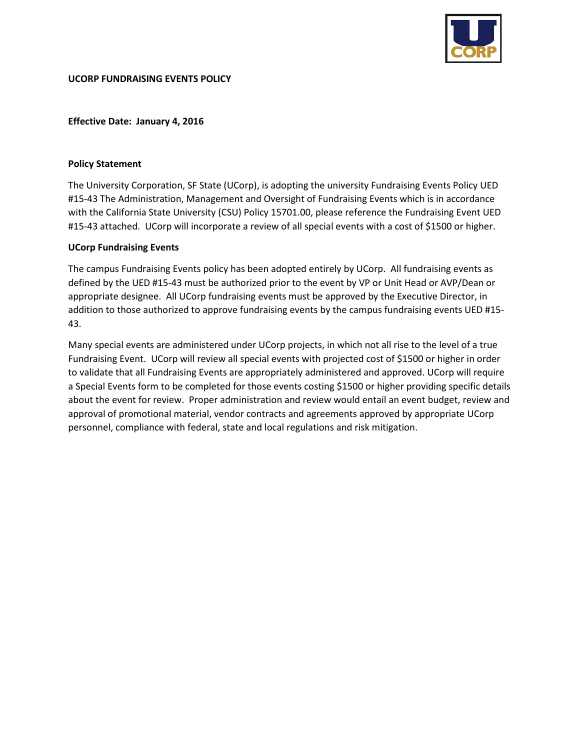# UCORP FUNDRAISING EVENTS POLICY

**Effective Date: January 4, 2016**

## Policy Statement

The University Corporation, SF State (UCorp), is adopting the university Fundraising Events Policy UED #15-43 The Administration, Management and Oversight of Fundraising Events which is in accordance with the California State University (CSU) Policy 15701.00, please reference the Fundraising Event UED #15-43 attached. UCorp will incorporate a review of all special events with a cost of $1500 or higher.

## UCorp Fundraising Events

The campus Fundraising Events policy has been adopted entirely by UCorp. All fundraising events as defined by the UED #15-43 must be authorized prior to the event by VP or Unit Head or AVP/Dean or appropriate designee. All UCorp fundraising events must be approved by the Executive Director, in addition to those authorized to approve fundraising events by the campus fundraising events UED #15-43.

Many special events are administered under UCorp projects, in which not all rise to the level of a true Fundraising Event. UCorp will review all special events with projected cost of $1500 or higher in order to validate that all Fundraising Events are appropriately administered and approved. UCorp will require a Special Events form to be completed for those events costing $1500 or higher providing specific details about the event for review. Proper administration and review would entail an event budget, review and approval of promotional material, vendor contracts and agreements approved by appropriate UCorp personnel, compliance with federal, state and local regulations and risk mitigation.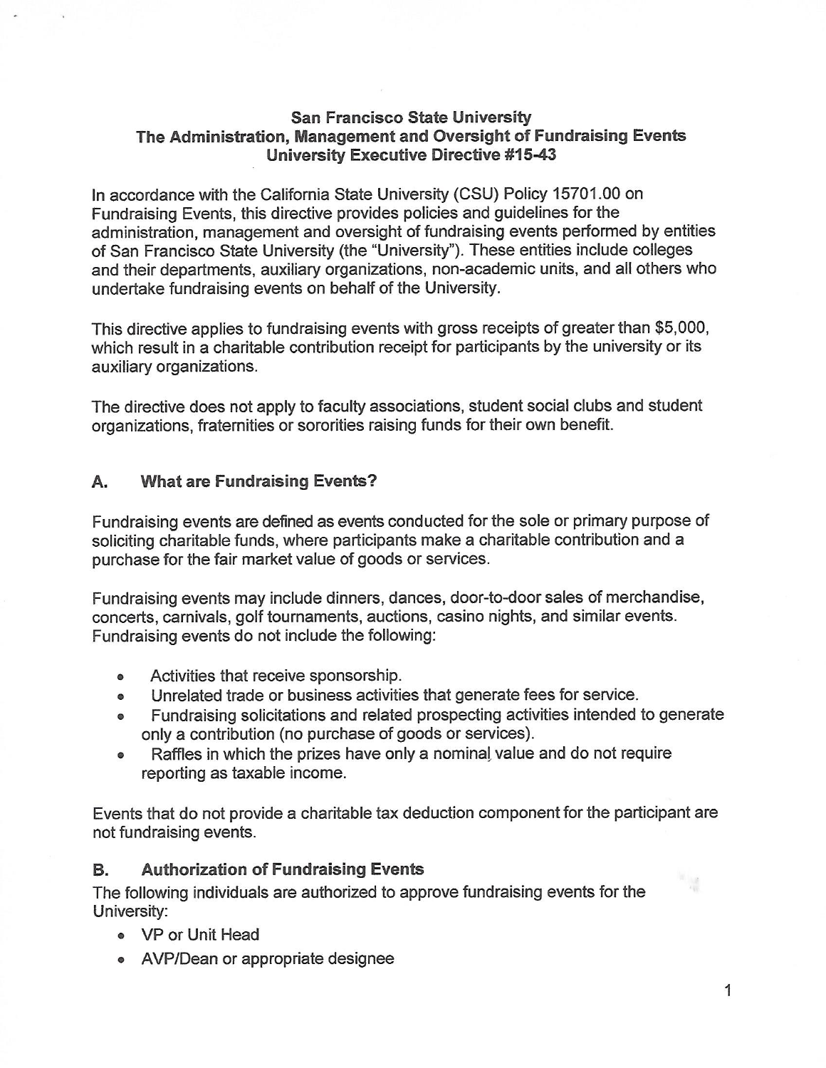**San Francisco State University**
**The Administration, Management and Oversight of Fundraising Events**
**University Executive Directive #15-43**

In accordance with the California State University (CSU) Policy 15701.00 on Fundraising Events, this directive provides policies and guidelines for the administration, management and oversight of fundraising events performed by entities of San Francisco State University (the "University"). These entities include colleges and their departments, auxiliary organizations, non-academic units, and all others who undertake fundraising events on behalf of the University.

This directive applies to fundraising events with gross receipts of greater than $5,000, which result in a charitable contribution receipt for participants by the university or its auxiliary organizations.

The directive does not apply to faculty associations, student social clubs and student organizations, fraternities or sororities raising funds for their own benefit.

## A. What are Fundraising Events?

Fundraising events are defined as events conducted for the sole or primary purpose of soliciting charitable funds, where participants make a charitable contribution and a purchase for the fair market value of goods or services.

Fundraising events may include dinners, dances, door-to-door sales of merchandise, concerts, carnivals, golf tournaments, auctions, casino nights, and similar events. Fundraising events do not include the following:

- Activities that receive sponsorship.
- Unrelated trade or business activities that generate fees for service.
- Fundraising solicitations and related prospecting activities intended to generate only a contribution (no purchase of goods or services).
- Raffles in which the prizes have only a nominal value and do not require reporting as taxable income.

Events that do not provide a charitable tax deduction component for the participant are not fundraising events.

## B. Authorization of Fundraising Events

The following individuals are authorized to approve fundraising events for the University:

- VP or Unit Head
- AVP/Dean or appropriate designee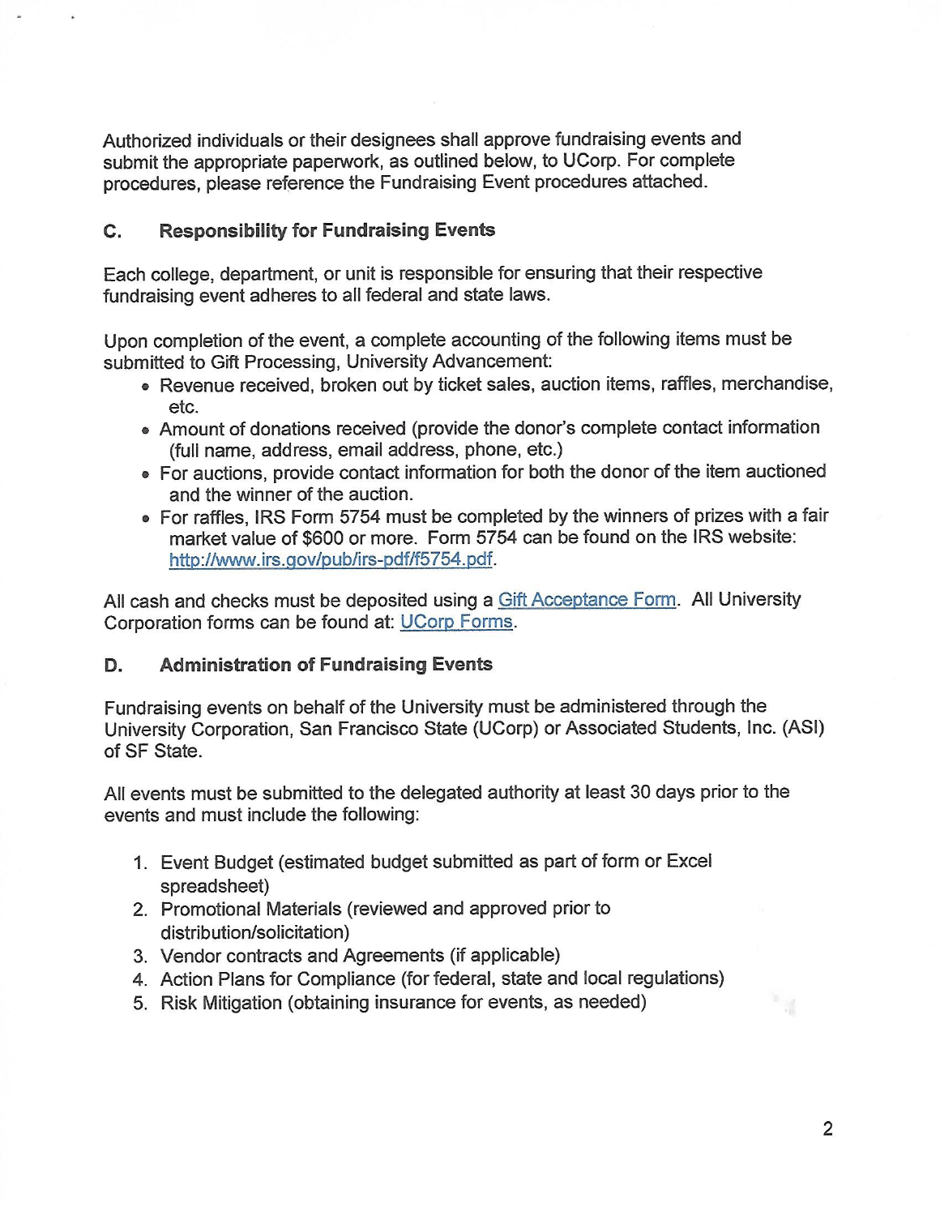Authorized individuals or their designees shall approve fundraising events and submit the appropriate paperwork, as outlined below, to UCorp. For complete procedures, please reference the Fundraising Event procedures attached.

## C. Responsibility for Fundraising Events

Each college, department, or unit is responsible for ensuring that their respective fundraising event adheres to all federal and state laws.

Upon completion of the event, a complete accounting of the following items must be submitted to Gift Processing, University Advancement:

- Revenue received, broken out by ticket sales, auction items, raffles, merchandise, etc.
- Amount of donations received (provide the donor's complete contact information (full name, address, email address, phone, etc.)
- For auctions, provide contact information for both the donor of the item auctioned and the winner of the auction.
- For raffles, IRS Form 5754 must be completed by the winners of prizes with a fair market value of $600 or more. Form 5754 can be found on the IRS website: http://www.irs.gov/pub/irs-pdf/f5754.pdf.

All cash and checks must be deposited using a Gift Acceptance Form. All University Corporation forms can be found at: UCorp Forms.

## D. Administration of Fundraising Events

Fundraising events on behalf of the University must be administered through the University Corporation, San Francisco State (UCorp) or Associated Students, Inc. (ASI) of SF State.

All events must be submitted to the delegated authority at least 30 days prior to the events and must include the following:

1. Event Budget (estimated budget submitted as part of form or Excel spreadsheet)
2. Promotional Materials (reviewed and approved prior to distribution/solicitation)
3. Vendor contracts and Agreements (if applicable)
4. Action Plans for Compliance (for federal, state and local regulations)
5. Risk Mitigation (obtaining insurance for events, as needed)